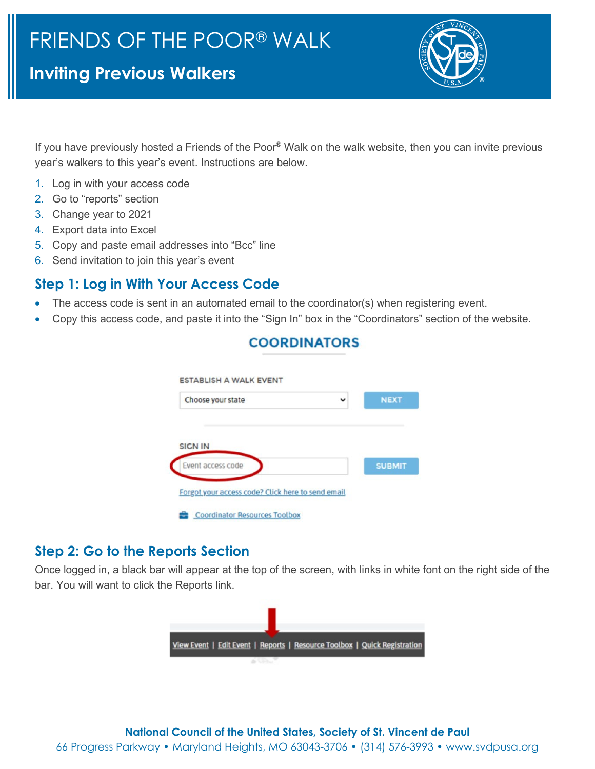// FRIENDS OF THE POOR® WALK

## Inviting Previous Walkers

If you have previously hosted a Friends of the Poor® Walk on the walk website, then you can invite previous year's walkers to this year's event. Instructions are below.

1. Log in with your access code
2. Go to "reports" section
3. Change year to 2021
4. Export data into Excel
5. Copy and paste email addresses into "Bcc" line
6. Send invitation to join this year's event

### Step 1: Log in With Your Access Code

- The access code is sent in an automated email to the coordinator(s) when registering event.
- Copy this access code, and paste it into the "Sign In" box in the "Coordinators" section of the website.

**COORDINATORS**

ESTABLISH A WALK EVENT

Choose your state — NEXT

SIGN IN

Event access code — SUBMIT

Forgot your access code? Click here to send email

Coordinator Resources Toolbox

### Step 2: Go to the Reports Section

Once logged in, a black bar will appear at the top of the screen, with links in white font on the right side of the bar. You will want to click the Reports link.

View Event | Edit Event | Reports | Resource Toolbox | Quick Registration

**National Council of the United States, Society of St. Vincent de Paul**

66 Progress Parkway • Maryland Heights, MO 63043-3706 • (314) 576-3993 • www.svdpusa.org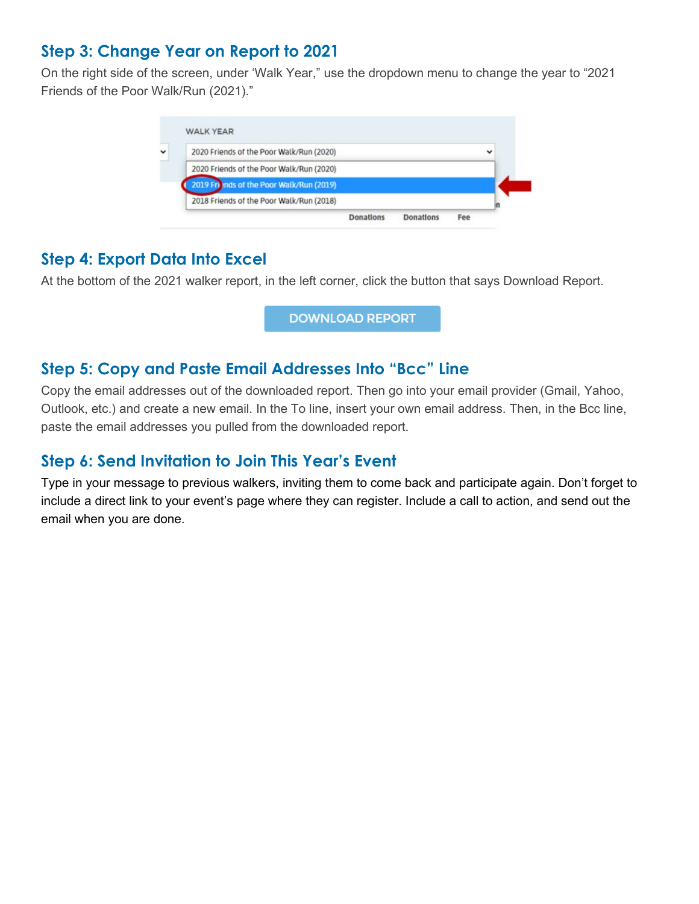## Step 3: Change Year on Report to 2021

On the right side of the screen, under 'Walk Year," use the dropdown menu to change the year to "2021 Friends of the Poor Walk/Run (2021)."

## Step 4: Export Data Into Excel

At the bottom of the 2021 walker report, in the left corner, click the button that says Download Report.

## Step 5: Copy and Paste Email Addresses Into "Bcc" Line

Copy the email addresses out of the downloaded report. Then go into your email provider (Gmail, Yahoo, Outlook, etc.) and create a new email. In the To line, insert your own email address. Then, in the Bcc line, paste the email addresses you pulled from the downloaded report.

## Step 6: Send Invitation to Join This Year's Event

Type in your message to previous walkers, inviting them to come back and participate again. Don't forget to include a direct link to your event's page where they can register. Include a call to action, and send out the email when you are done.